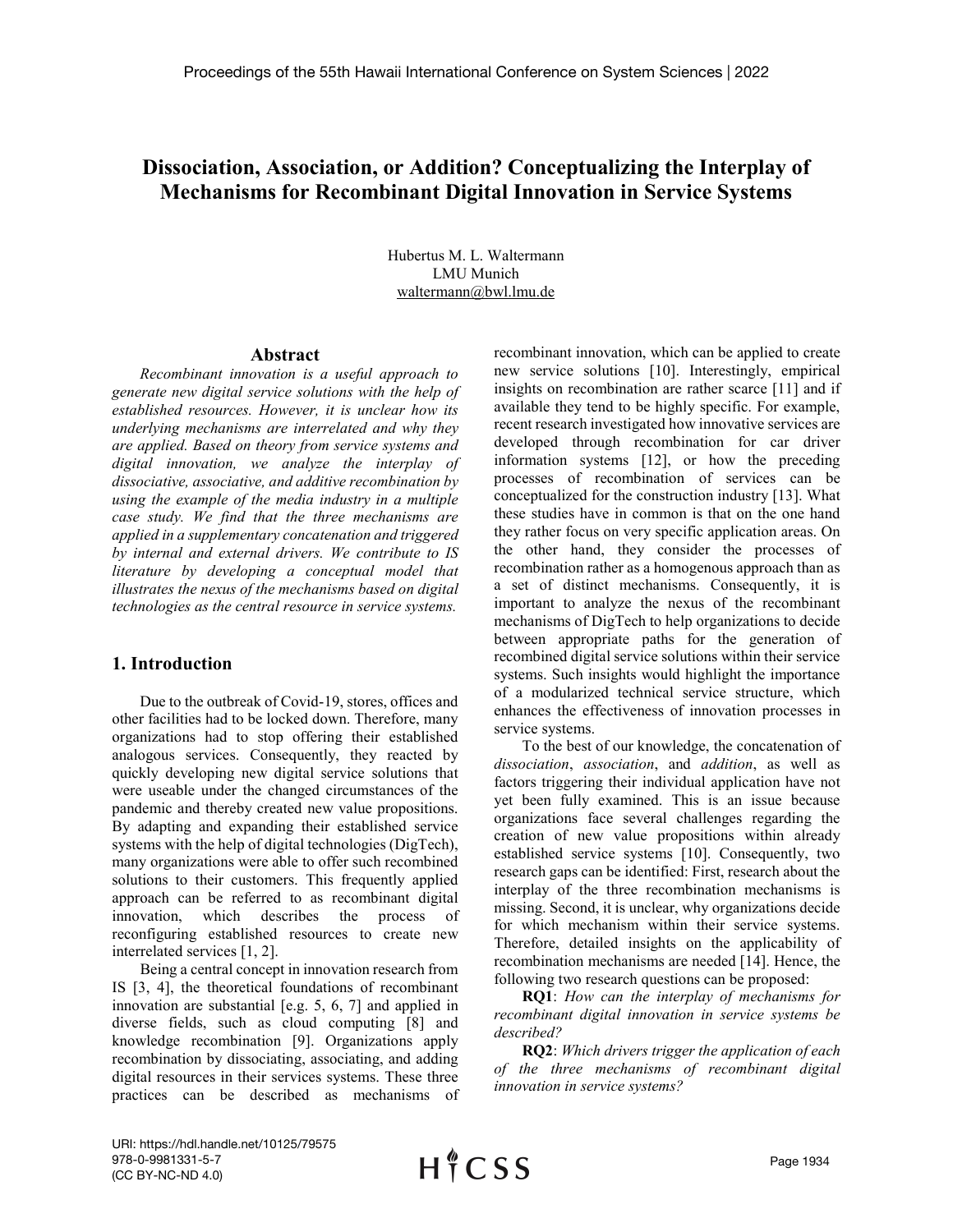# Dissociation, Association, or Addition? Conceptualizing the Interplay of Mechanisms for Recombinant Digital Innovation in Service Systems

Hubertus M. L. Waltermann
LMU Munich
waltermann@bwl.lmu.de

## Abstract

*Recombinant innovation is a useful approach to generate new digital service solutions with the help of established resources. However, it is unclear how its underlying mechanisms are interrelated and why they are applied. Based on theory from service systems and digital innovation, we analyze the interplay of dissociative, associative, and additive recombination by using the example of the media industry in a multiple case study. We find that the three mechanisms are applied in a supplementary concatenation and triggered by internal and external drivers. We contribute to IS literature by developing a conceptual model that illustrates the nexus of the mechanisms based on digital technologies as the central resource in service systems.*

## 1. Introduction

Due to the outbreak of Covid-19, stores, offices and other facilities had to be locked down. Therefore, many organizations had to stop offering their established analogous services. Consequently, they reacted by quickly developing new digital service solutions that were useable under the changed circumstances of the pandemic and thereby created new value propositions. By adapting and expanding their established service systems with the help of digital technologies (DigTech), many organizations were able to offer such recombined solutions to their customers. This frequently applied approach can be referred to as recombinant digital innovation, which describes the process of reconfiguring established resources to create new interrelated services [1, 2].

Being a central concept in innovation research from IS [3, 4], the theoretical foundations of recombinant innovation are substantial [e.g. 5, 6, 7] and applied in diverse fields, such as cloud computing [8] and knowledge recombination [9]. Organizations apply recombination by dissociating, associating, and adding digital resources in their services systems. These three practices can be described as mechanisms of recombinant innovation, which can be applied to create new service solutions [10]. Interestingly, empirical insights on recombination are rather scarce [11] and if available they tend to be highly specific. For example, recent research investigated how innovative services are developed through recombination for car driver information systems [12], or how the preceding processes of recombination of services can be conceptualized for the construction industry [13]. What these studies have in common is that on the one hand they rather focus on very specific application areas. On the other hand, they consider the processes of recombination rather as a homogenous approach than as a set of distinct mechanisms. Consequently, it is important to analyze the nexus of the recombinant mechanisms of DigTech to help organizations to decide between appropriate paths for the generation of recombined digital service solutions within their service systems. Such insights would highlight the importance of a modularized technical service structure, which enhances the effectiveness of innovation processes in service systems.

To the best of our knowledge, the concatenation of *dissociation*, *association*, and *addition*, as well as factors triggering their individual application have not yet been fully examined. This is an issue because organizations face several challenges regarding the creation of new value propositions within already established service systems [10]. Consequently, two research gaps can be identified: First, research about the interplay of the three recombination mechanisms is missing. Second, it is unclear, why organizations decide for which mechanism within their service systems. Therefore, detailed insights on the applicability of recombination mechanisms are needed [14]. Hence, the following two research questions can be proposed:

**RQ1**: *How can the interplay of mechanisms for recombinant digital innovation in service systems be described?*

**RQ2**: *Which drivers trigger the application of each of the three mechanisms of recombinant digital innovation in service systems?*

URI: https://hdl.handle.net/10125/79575
978-0-9981331-5-7
(CC BY-NC-ND 4.0)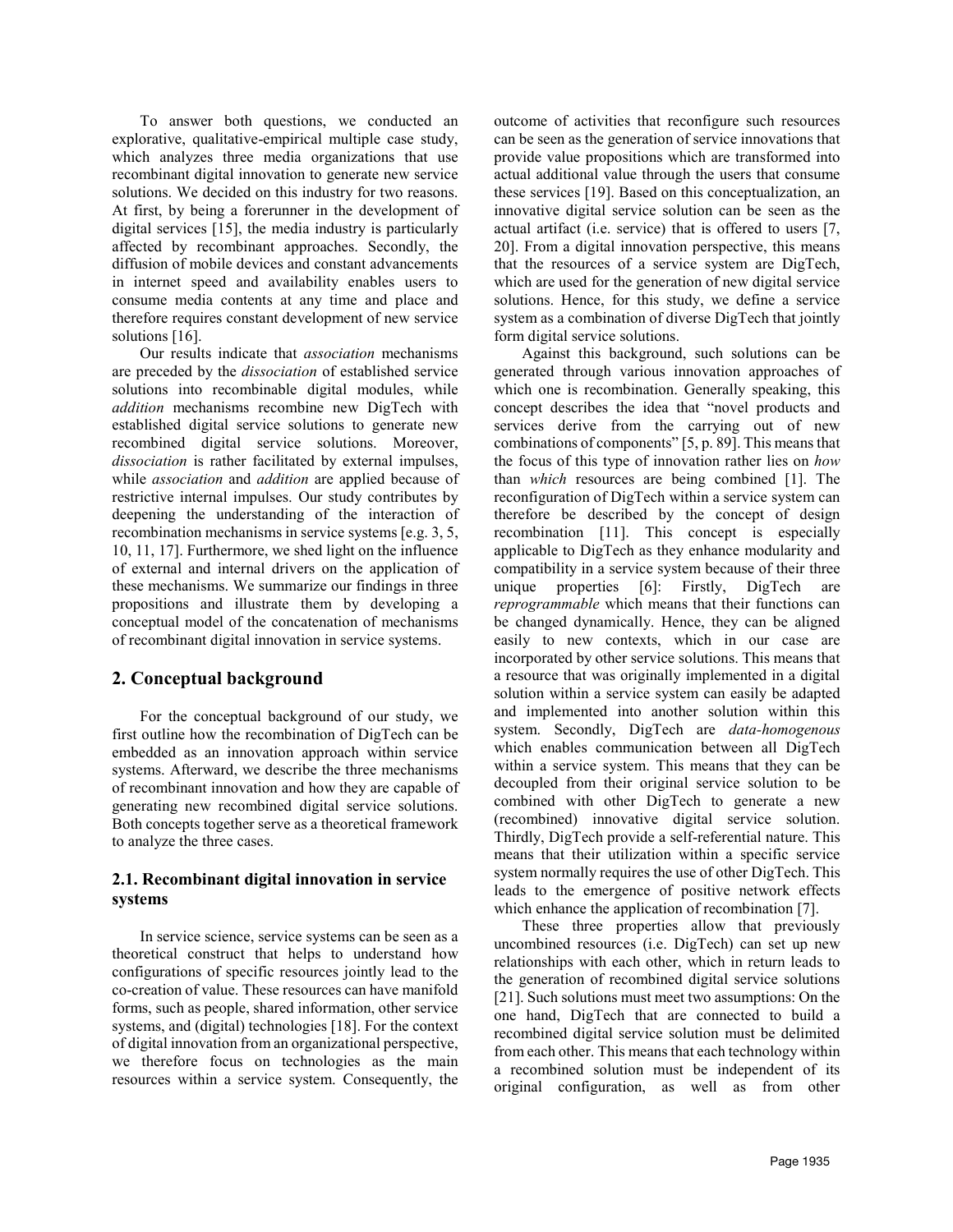To answer both questions, we conducted an explorative, qualitative-empirical multiple case study, which analyzes three media organizations that use recombinant digital innovation to generate new service solutions. We decided on this industry for two reasons. At first, by being a forerunner in the development of digital services [15], the media industry is particularly affected by recombinant approaches. Secondly, the diffusion of mobile devices and constant advancements in internet speed and availability enables users to consume media contents at any time and place and therefore requires constant development of new service solutions [16].

Our results indicate that *association* mechanisms are preceded by the *dissociation* of established service solutions into recombinable digital modules, while *addition* mechanisms recombine new DigTech with established digital service solutions to generate new recombined digital service solutions. Moreover, *dissociation* is rather facilitated by external impulses, while *association* and *addition* are applied because of restrictive internal impulses. Our study contributes by deepening the understanding of the interaction of recombination mechanisms in service systems [e.g. 3, 5, 10, 11, 17]. Furthermore, we shed light on the influence of external and internal drivers on the application of these mechanisms. We summarize our findings in three propositions and illustrate them by developing a conceptual model of the concatenation of mechanisms of recombinant digital innovation in service systems.

## 2. Conceptual background

For the conceptual background of our study, we first outline how the recombination of DigTech can be embedded as an innovation approach within service systems. Afterward, we describe the three mechanisms of recombinant innovation and how they are capable of generating new recombined digital service solutions. Both concepts together serve as a theoretical framework to analyze the three cases.

### 2.1. Recombinant digital innovation in service systems

In service science, service systems can be seen as a theoretical construct that helps to understand how configurations of specific resources jointly lead to the co-creation of value. These resources can have manifold forms, such as people, shared information, other service systems, and (digital) technologies [18]. For the context of digital innovation from an organizational perspective, we therefore focus on technologies as the main resources within a service system. Consequently, the outcome of activities that reconfigure such resources can be seen as the generation of service innovations that provide value propositions which are transformed into actual additional value through the users that consume these services [19]. Based on this conceptualization, an innovative digital service solution can be seen as the actual artifact (i.e. service) that is offered to users [7, 20]. From a digital innovation perspective, this means that the resources of a service system are DigTech, which are used for the generation of new digital service solutions. Hence, for this study, we define a service system as a combination of diverse DigTech that jointly form digital service solutions.

Against this background, such solutions can be generated through various innovation approaches of which one is recombination. Generally speaking, this concept describes the idea that "novel products and services derive from the carrying out of new combinations of components" [5, p. 89]. This means that the focus of this type of innovation rather lies on *how* than *which* resources are being combined [1]. The reconfiguration of DigTech within a service system can therefore be described by the concept of design recombination [11]. This concept is especially applicable to DigTech as they enhance modularity and compatibility in a service system because of their three unique properties [6]: Firstly, DigTech are *reprogrammable* which means that their functions can be changed dynamically. Hence, they can be aligned easily to new contexts, which in our case are incorporated by other service solutions. This means that a resource that was originally implemented in a digital solution within a service system can easily be adapted and implemented into another solution within this system. Secondly, DigTech are *data-homogenous* which enables communication between all DigTech within a service system. This means that they can be decoupled from their original service solution to be combined with other DigTech to generate a new (recombined) innovative digital service solution. Thirdly, DigTech provide a self-referential nature. This means that their utilization within a specific service system normally requires the use of other DigTech. This leads to the emergence of positive network effects which enhance the application of recombination [7].

These three properties allow that previously uncombined resources (i.e. DigTech) can set up new relationships with each other, which in return leads to the generation of recombined digital service solutions [21]. Such solutions must meet two assumptions: On the one hand, DigTech that are connected to build a recombined digital service solution must be delimited from each other. This means that each technology within a recombined solution must be independent of its original configuration, as well as from other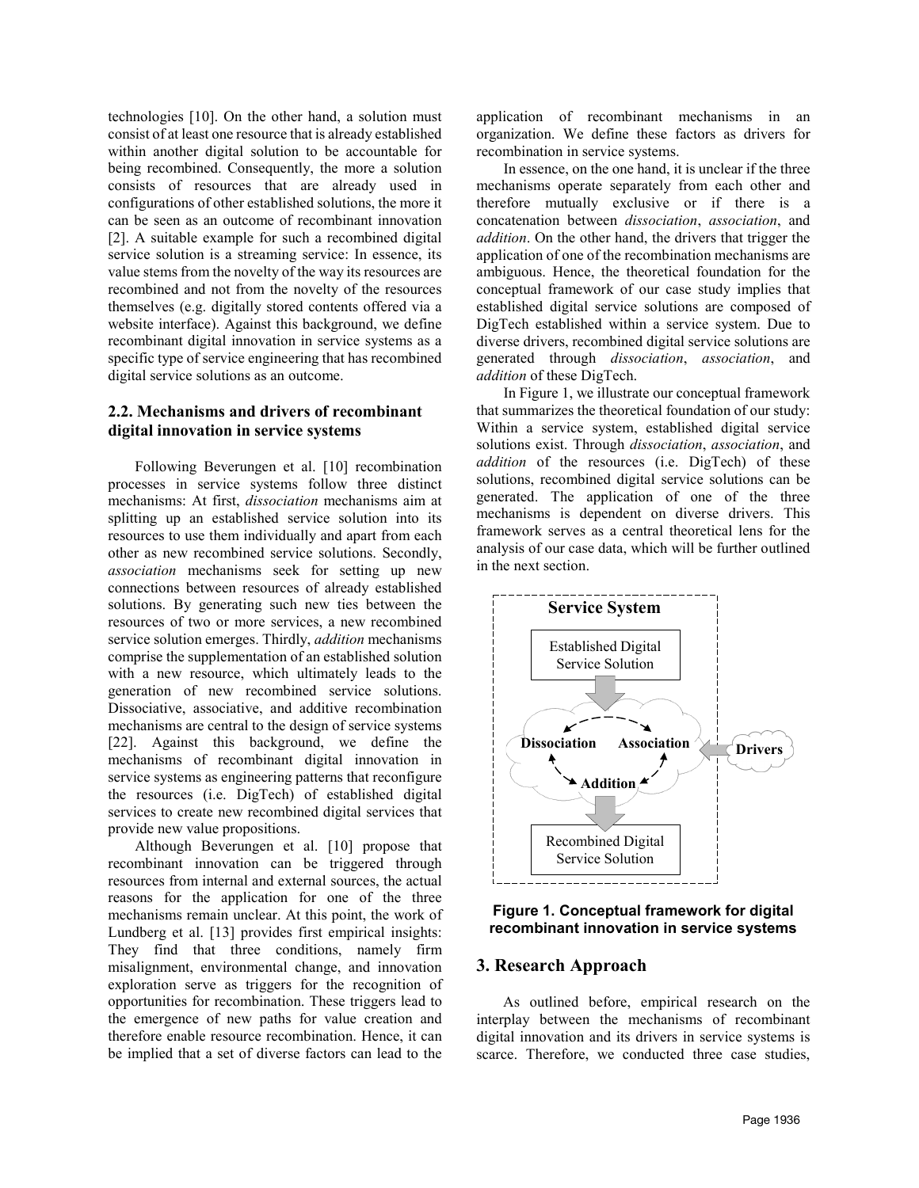technologies [10]. On the other hand, a solution must consist of at least one resource that is already established within another digital solution to be accountable for being recombined. Consequently, the more a solution consists of resources that are already used in configurations of other established solutions, the more it can be seen as an outcome of recombinant innovation [2]. A suitable example for such a recombined digital service solution is a streaming service: In essence, its value stems from the novelty of the way its resources are recombined and not from the novelty of the resources themselves (e.g. digitally stored contents offered via a website interface). Against this background, we define recombinant digital innovation in service systems as a specific type of service engineering that has recombined digital service solutions as an outcome.

### 2.2. Mechanisms and drivers of recombinant digital innovation in service systems

Following Beverungen et al. [10] recombination processes in service systems follow three distinct mechanisms: At first, *dissociation* mechanisms aim at splitting up an established service solution into its resources to use them individually and apart from each other as new recombined service solutions. Secondly, *association* mechanisms seek for setting up new connections between resources of already established solutions. By generating such new ties between the resources of two or more services, a new recombined service solution emerges. Thirdly, *addition* mechanisms comprise the supplementation of an established solution with a new resource, which ultimately leads to the generation of new recombined service solutions. Dissociative, associative, and additive recombination mechanisms are central to the design of service systems [22]. Against this background, we define the mechanisms of recombinant digital innovation in service systems as engineering patterns that reconfigure the resources (i.e. DigTech) of established digital services to create new recombined digital services that provide new value propositions.

Although Beverungen et al. [10] propose that recombinant innovation can be triggered through resources from internal and external sources, the actual reasons for the application for one of the three mechanisms remain unclear. At this point, the work of Lundberg et al. [13] provides first empirical insights: They find that three conditions, namely firm misalignment, environmental change, and innovation exploration serve as triggers for the recognition of opportunities for recombination. These triggers lead to the emergence of new paths for value creation and therefore enable resource recombination. Hence, it can be implied that a set of diverse factors can lead to the application of recombinant mechanisms in an organization. We define these factors as drivers for recombination in service systems.

In essence, on the one hand, it is unclear if the three mechanisms operate separately from each other and therefore mutually exclusive or if there is a concatenation between *dissociation*, *association*, and *addition*. On the other hand, the drivers that trigger the application of one of the recombination mechanisms are ambiguous. Hence, the theoretical foundation for the conceptual framework of our case study implies that established digital service solutions are composed of DigTech established within a service system. Due to diverse drivers, recombined digital service solutions are generated through *dissociation*, *association*, and *addition* of these DigTech.

In Figure 1, we illustrate our conceptual framework that summarizes the theoretical foundation of our study: Within a service system, established digital service solutions exist. Through *dissociation*, *association*, and *addition* of the resources (i.e. DigTech) of these solutions, recombined digital service solutions can be generated. The application of one of the three mechanisms is dependent on diverse drivers. This framework serves as a central theoretical lens for the analysis of our case data, which will be further outlined in the next section.

**Figure 1. Conceptual framework for digital recombinant innovation in service systems**

## 3. Research Approach

As outlined before, empirical research on the interplay between the mechanisms of recombinant digital innovation and its drivers in service systems is scarce. Therefore, we conducted three case studies,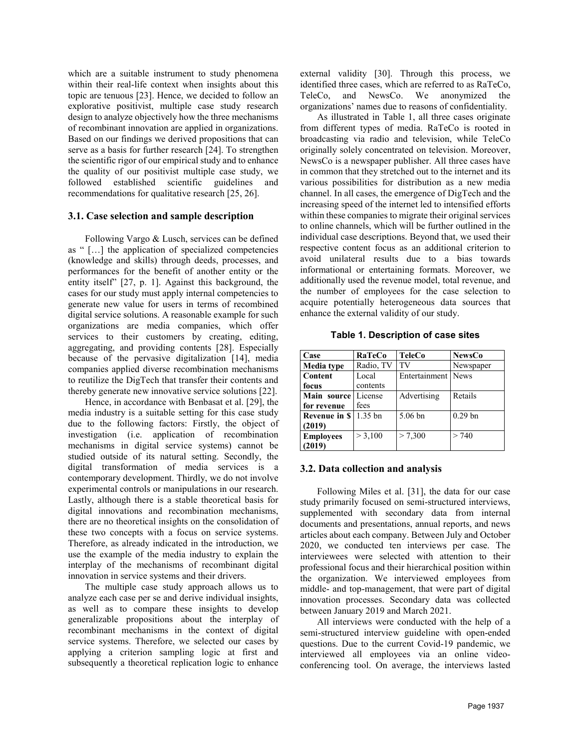which are a suitable instrument to study phenomena within their real-life context when insights about this topic are tenuous [23]. Hence, we decided to follow an explorative positivist, multiple case study research design to analyze objectively how the three mechanisms of recombinant innovation are applied in organizations. Based on our findings we derived propositions that can serve as a basis for further research [24]. To strengthen the scientific rigor of our empirical study and to enhance the quality of our positivist multiple case study, we followed established scientific guidelines and recommendations for qualitative research [25, 26].

### 3.1. Case selection and sample description

Following Vargo & Lusch, services can be defined as " […] the application of specialized competencies (knowledge and skills) through deeds, processes, and performances for the benefit of another entity or the entity itself" [27, p. 1]. Against this background, the cases for our study must apply internal competencies to generate new value for users in terms of recombined digital service solutions. A reasonable example for such organizations are media companies, which offer services to their customers by creating, editing, aggregating, and providing contents [28]. Especially because of the pervasive digitalization [14], media companies applied diverse recombination mechanisms to reutilize the DigTech that transfer their contents and thereby generate new innovative service solutions [22].

Hence, in accordance with Benbasat et al. [29], the media industry is a suitable setting for this case study due to the following factors: Firstly, the object of investigation (i.e. application of recombination mechanisms in digital service systems) cannot be studied outside of its natural setting. Secondly, the digital transformation of media services is a contemporary development. Thirdly, we do not involve experimental controls or manipulations in our research. Lastly, although there is a stable theoretical basis for digital innovations and recombination mechanisms, there are no theoretical insights on the consolidation of these two concepts with a focus on service systems. Therefore, as already indicated in the introduction, we use the example of the media industry to explain the interplay of the mechanisms of recombinant digital innovation in service systems and their drivers.

The multiple case study approach allows us to analyze each case per se and derive individual insights, as well as to compare these insights to develop generalizable propositions about the interplay of recombinant mechanisms in the context of digital service systems. Therefore, we selected our cases by applying a criterion sampling logic at first and subsequently a theoretical replication logic to enhance external validity [30]. Through this process, we identified three cases, which are referred to as RaTeCo, TeleCo, and NewsCo. We anonymized the organizations' names due to reasons of confidentiality.

As illustrated in Table 1, all three cases originate from different types of media. RaTeCo is rooted in broadcasting via radio and television, while TeleCo originally solely concentrated on television. Moreover, NewsCo is a newspaper publisher. All three cases have in common that they stretched out to the internet and its various possibilities for distribution as a new media channel. In all cases, the emergence of DigTech and the increasing speed of the internet led to intensified efforts within these companies to migrate their original services to online channels, which will be further outlined in the individual case descriptions. Beyond that, we used their respective content focus as an additional criterion to avoid unilateral results due to a bias towards informational or entertaining formats. Moreover, we additionally used the revenue model, total revenue, and the number of employees for the case selection to acquire potentially heterogeneous data sources that enhance the external validity of our study.

**Table 1. Description of case sites**

| **Case** | **RaTeCo** | **TeleCo** | **NewsCo** |
|---|---|---|---|
| **Media type** | Radio, TV | TV | Newspaper |
| **Content focus** | Local contents | Entertainment | News |
| **Main source for revenue** | License fees | Advertising | Retails |
| **Revenue in $ (2019)** | 1.35 bn | 5.06 bn | 0.29 bn |
| **Employees (2019)** | > 3,100 | > 7,300 | > 740 |

### 3.2. Data collection and analysis

Following Miles et al. [31], the data for our case study primarily focused on semi-structured interviews, supplemented with secondary data from internal documents and presentations, annual reports, and news articles about each company. Between July and October 2020, we conducted ten interviews per case. The interviewees were selected with attention to their professional focus and their hierarchical position within the organization. We interviewed employees from middle- and top-management, that were part of digital innovation processes. Secondary data was collected between January 2019 and March 2021.

All interviews were conducted with the help of a semi-structured interview guideline with open-ended questions. Due to the current Covid-19 pandemic, we interviewed all employees via an online video-conferencing tool. On average, the interviews lasted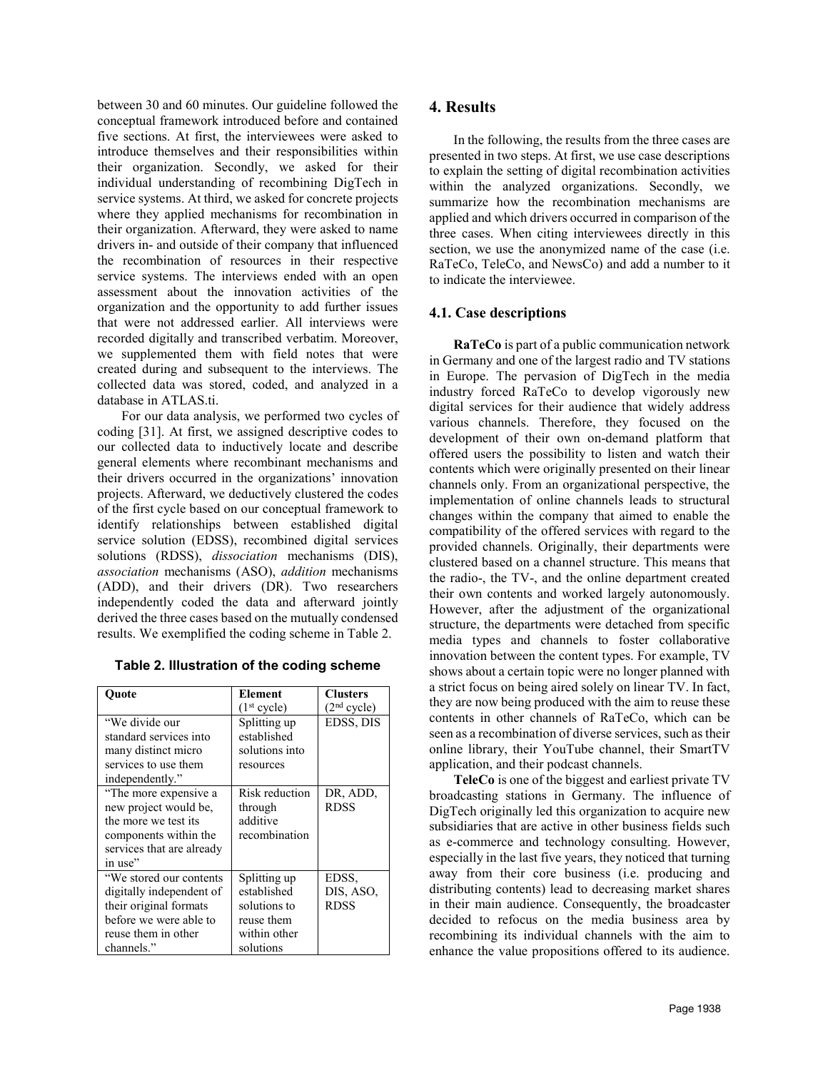between 30 and 60 minutes. Our guideline followed the conceptual framework introduced before and contained five sections. At first, the interviewees were asked to introduce themselves and their responsibilities within their organization. Secondly, we asked for their individual understanding of recombining DigTech in service systems. At third, we asked for concrete projects where they applied mechanisms for recombination in their organization. Afterward, they were asked to name drivers in- and outside of their company that influenced the recombination of resources in their respective service systems. The interviews ended with an open assessment about the innovation activities of the organization and the opportunity to add further issues that were not addressed earlier. All interviews were recorded digitally and transcribed verbatim. Moreover, we supplemented them with field notes that were created during and subsequent to the interviews. The collected data was stored, coded, and analyzed in a database in ATLAS.ti.

For our data analysis, we performed two cycles of coding [31]. At first, we assigned descriptive codes to our collected data to inductively locate and describe general elements where recombinant mechanisms and their drivers occurred in the organizations' innovation projects. Afterward, we deductively clustered the codes of the first cycle based on our conceptual framework to identify relationships between established digital service solution (EDSS), recombined digital services solutions (RDSS), *dissociation* mechanisms (DIS), *association* mechanisms (ASO), *addition* mechanisms (ADD), and their drivers (DR). Two researchers independently coded the data and afterward jointly derived the three cases based on the mutually condensed results. We exemplified the coding scheme in Table 2.

**Table 2. Illustration of the coding scheme**

| Quote | Element (1st cycle) | Clusters (2nd cycle) |
|---|---|---|
| "We divide our standard services into many distinct micro services to use them independently." | Splitting up established solutions into resources | EDSS, DIS |
| "The more expensive a new project would be, the more we test its components within the services that are already in use" | Risk reduction through additive recombination | DR, ADD, RDSS |
| "We stored our contents digitally independent of their original formats before we were able to reuse them in other channels." | Splitting up established solutions to reuse them within other solutions | EDSS, DIS, ASO, RDSS |

## 4. Results

In the following, the results from the three cases are presented in two steps. At first, we use case descriptions to explain the setting of digital recombination activities within the analyzed organizations. Secondly, we summarize how the recombination mechanisms are applied and which drivers occurred in comparison of the three cases. When citing interviewees directly in this section, we use the anonymized name of the case (i.e. RaTeCo, TeleCo, and NewsCo) and add a number to it to indicate the interviewee.

### 4.1. Case descriptions

**RaTeCo** is part of a public communication network in Germany and one of the largest radio and TV stations in Europe. The pervasion of DigTech in the media industry forced RaTeCo to develop vigorously new digital services for their audience that widely address various channels. Therefore, they focused on the development of their own on-demand platform that offered users the possibility to listen and watch their contents which were originally presented on their linear channels only. From an organizational perspective, the implementation of online channels leads to structural changes within the company that aimed to enable the compatibility of the offered services with regard to the provided channels. Originally, their departments were clustered based on a channel structure. This means that the radio-, the TV-, and the online department created their own contents and worked largely autonomously. However, after the adjustment of the organizational structure, the departments were detached from specific media types and channels to foster collaborative innovation between the content types. For example, TV shows about a certain topic were no longer planned with a strict focus on being aired solely on linear TV. In fact, they are now being produced with the aim to reuse these contents in other channels of RaTeCo, which can be seen as a recombination of diverse services, such as their online library, their YouTube channel, their SmartTV application, and their podcast channels.

**TeleCo** is one of the biggest and earliest private TV broadcasting stations in Germany. The influence of DigTech originally led this organization to acquire new subsidiaries that are active in other business fields such as e-commerce and technology consulting. However, especially in the last five years, they noticed that turning away from their core business (i.e. producing and distributing contents) lead to decreasing market shares in their main audience. Consequently, the broadcaster decided to refocus on the media business area by recombining its individual channels with the aim to enhance the value propositions offered to its audience.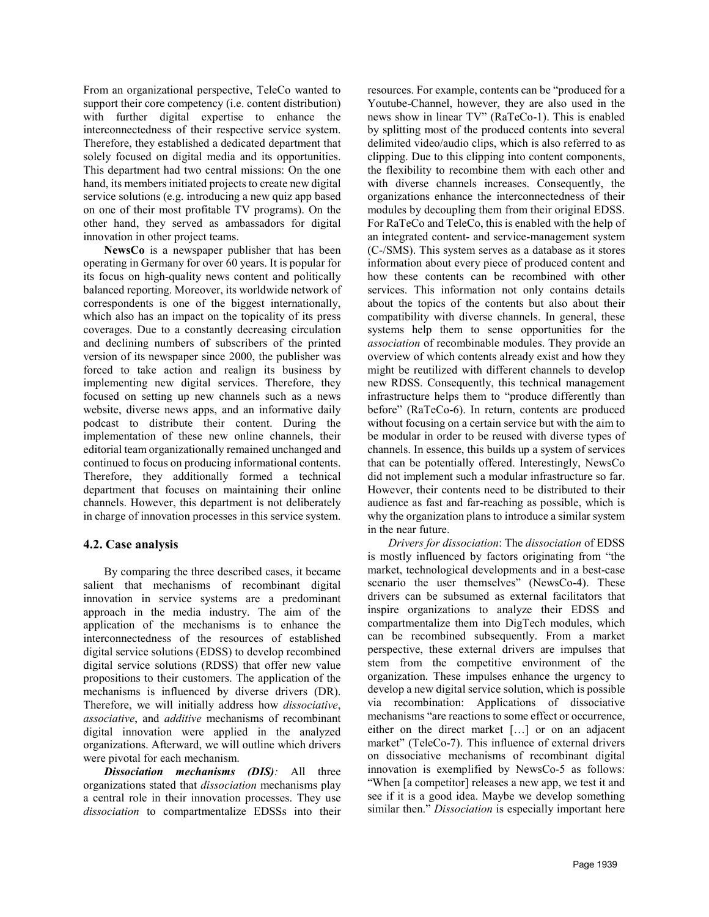From an organizational perspective, TeleCo wanted to support their core competency (i.e. content distribution) with further digital expertise to enhance the interconnectedness of their respective service system. Therefore, they established a dedicated department that solely focused on digital media and its opportunities. This department had two central missions: On the one hand, its members initiated projects to create new digital service solutions (e.g. introducing a new quiz app based on one of their most profitable TV programs). On the other hand, they served as ambassadors for digital innovation in other project teams.

**NewsCo** is a newspaper publisher that has been operating in Germany for over 60 years. It is popular for its focus on high-quality news content and politically balanced reporting. Moreover, its worldwide network of correspondents is one of the biggest internationally, which also has an impact on the topicality of its press coverages. Due to a constantly decreasing circulation and declining numbers of subscribers of the printed version of its newspaper since 2000, the publisher was forced to take action and realign its business by implementing new digital services. Therefore, they focused on setting up new channels such as a news website, diverse news apps, and an informative daily podcast to distribute their content. During the implementation of these new online channels, their editorial team organizationally remained unchanged and continued to focus on producing informational contents. Therefore, they additionally formed a technical department that focuses on maintaining their online channels. However, this department is not deliberately in charge of innovation processes in this service system.

### 4.2. Case analysis

By comparing the three described cases, it became salient that mechanisms of recombinant digital innovation in service systems are a predominant approach in the media industry. The aim of the application of the mechanisms is to enhance the interconnectedness of the resources of established digital service solutions (EDSS) to develop recombined digital service solutions (RDSS) that offer new value propositions to their customers. The application of the mechanisms is influenced by diverse drivers (DR). Therefore, we will initially address how *dissociative*, *associative*, and *additive* mechanisms of recombinant digital innovation were applied in the analyzed organizations. Afterward, we will outline which drivers were pivotal for each mechanism.

***Dissociation mechanisms (DIS)****:* All three organizations stated that *dissociation* mechanisms play a central role in their innovation processes. They use *dissociation* to compartmentalize EDSSs into their resources. For example, contents can be "produced for a Youtube-Channel, however, they are also used in the news show in linear TV" (RaTeCo-1). This is enabled by splitting most of the produced contents into several delimited video/audio clips, which is also referred to as clipping. Due to this clipping into content components, the flexibility to recombine them with each other and with diverse channels increases. Consequently, the organizations enhance the interconnectedness of their modules by decoupling them from their original EDSS. For RaTeCo and TeleCo, this is enabled with the help of an integrated content- and service-management system (C-/SMS). This system serves as a database as it stores information about every piece of produced content and how these contents can be recombined with other services. This information not only contains details about the topics of the contents but also about their compatibility with diverse channels. In general, these systems help them to sense opportunities for the *association* of recombinable modules. They provide an overview of which contents already exist and how they might be reutilized with different channels to develop new RDSS. Consequently, this technical management infrastructure helps them to "produce differently than before" (RaTeCo-6). In return, contents are produced without focusing on a certain service but with the aim to be modular in order to be reused with diverse types of channels. In essence, this builds up a system of services that can be potentially offered. Interestingly, NewsCo did not implement such a modular infrastructure so far. However, their contents need to be distributed to their audience as fast and far-reaching as possible, which is why the organization plans to introduce a similar system in the near future.

*Drivers for dissociation*: The *dissociation* of EDSS is mostly influenced by factors originating from "the market, technological developments and in a best-case scenario the user themselves" (NewsCo-4). These drivers can be subsumed as external facilitators that inspire organizations to analyze their EDSS and compartmentalize them into DigTech modules, which can be recombined subsequently. From a market perspective, these external drivers are impulses that stem from the competitive environment of the organization. These impulses enhance the urgency to develop a new digital service solution, which is possible via recombination: Applications of dissociative mechanisms "are reactions to some effect or occurrence, either on the direct market […] or on an adjacent market" (TeleCo-7). This influence of external drivers on dissociative mechanisms of recombinant digital innovation is exemplified by NewsCo-5 as follows: "When [a competitor] releases a new app, we test it and see if it is a good idea. Maybe we develop something similar then." *Dissociation* is especially important here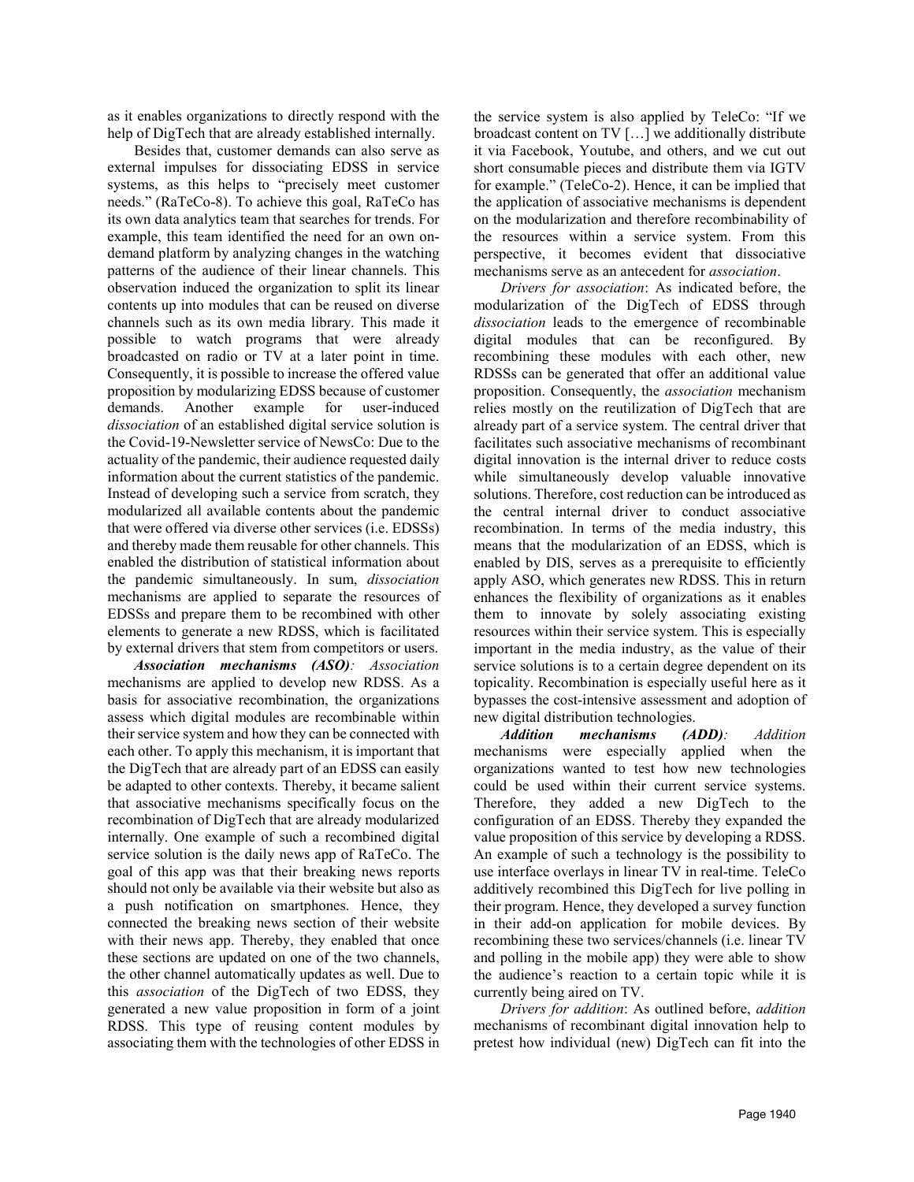as it enables organizations to directly respond with the help of DigTech that are already established internally.

Besides that, customer demands can also serve as external impulses for dissociating EDSS in service systems, as this helps to "precisely meet customer needs." (RaTeCo-8). To achieve this goal, RaTeCo has its own data analytics team that searches for trends. For example, this team identified the need for an own on-demand platform by analyzing changes in the watching patterns of the audience of their linear channels. This observation induced the organization to split its linear contents up into modules that can be reused on diverse channels such as its own media library. This made it possible to watch programs that were already broadcasted on radio or TV at a later point in time. Consequently, it is possible to increase the offered value proposition by modularizing EDSS because of customer demands. Another example for user-induced *dissociation* of an established digital service solution is the Covid-19-Newsletter service of NewsCo: Due to the actuality of the pandemic, their audience requested daily information about the current statistics of the pandemic. Instead of developing such a service from scratch, they modularized all available contents about the pandemic that were offered via diverse other services (i.e. EDSSs) and thereby made them reusable for other channels. This enabled the distribution of statistical information about the pandemic simultaneously. In sum, *dissociation* mechanisms are applied to separate the resources of EDSSs and prepare them to be recombined with other elements to generate a new RDSS, which is facilitated by external drivers that stem from competitors or users.

***Association mechanisms (ASO)****: Association* mechanisms are applied to develop new RDSS. As a basis for associative recombination, the organizations assess which digital modules are recombinable within their service system and how they can be connected with each other. To apply this mechanism, it is important that the DigTech that are already part of an EDSS can easily be adapted to other contexts. Thereby, it became salient that associative mechanisms specifically focus on the recombination of DigTech that are already modularized internally. One example of such a recombined digital service solution is the daily news app of RaTeCo. The goal of this app was that their breaking news reports should not only be available via their website but also as a push notification on smartphones. Hence, they connected the breaking news section of their website with their news app. Thereby, they enabled that once these sections are updated on one of the two channels, the other channel automatically updates as well. Due to this *association* of the DigTech of two EDSS, they generated a new value proposition in form of a joint RDSS. This type of reusing content modules by associating them with the technologies of other EDSS in the service system is also applied by TeleCo: "If we broadcast content on TV […] we additionally distribute it via Facebook, Youtube, and others, and we cut out short consumable pieces and distribute them via IGTV for example." (TeleCo-2). Hence, it can be implied that the application of associative mechanisms is dependent on the modularization and therefore recombinability of the resources within a service system. From this perspective, it becomes evident that dissociative mechanisms serve as an antecedent for *association*.

*Drivers for association*: As indicated before, the modularization of the DigTech of EDSS through *dissociation* leads to the emergence of recombinable digital modules that can be reconfigured. By recombining these modules with each other, new RDSSs can be generated that offer an additional value proposition. Consequently, the *association* mechanism relies mostly on the reutilization of DigTech that are already part of a service system. The central driver that facilitates such associative mechanisms of recombinant digital innovation is the internal driver to reduce costs while simultaneously develop valuable innovative solutions. Therefore, cost reduction can be introduced as the central internal driver to conduct associative recombination. In terms of the media industry, this means that the modularization of an EDSS, which is enabled by DIS, serves as a prerequisite to efficiently apply ASO, which generates new RDSS. This in return enhances the flexibility of organizations as it enables them to innovate by solely associating existing resources within their service system. This is especially important in the media industry, as the value of their service solutions is to a certain degree dependent on its topicality. Recombination is especially useful here as it bypasses the cost-intensive assessment and adoption of new digital distribution technologies.

***Addition mechanisms (ADD)****: Addition* mechanisms were especially applied when the organizations wanted to test how new technologies could be used within their current service systems. Therefore, they added a new DigTech to the configuration of an EDSS. Thereby they expanded the value proposition of this service by developing a RDSS. An example of such a technology is the possibility to use interface overlays in linear TV in real-time. TeleCo additively recombined this DigTech for live polling in their program. Hence, they developed a survey function in their add-on application for mobile devices. By recombining these two services/channels (i.e. linear TV and polling in the mobile app) they were able to show the audience's reaction to a certain topic while it is currently being aired on TV.

*Drivers for addition*: As outlined before, *addition* mechanisms of recombinant digital innovation help to pretest how individual (new) DigTech can fit into the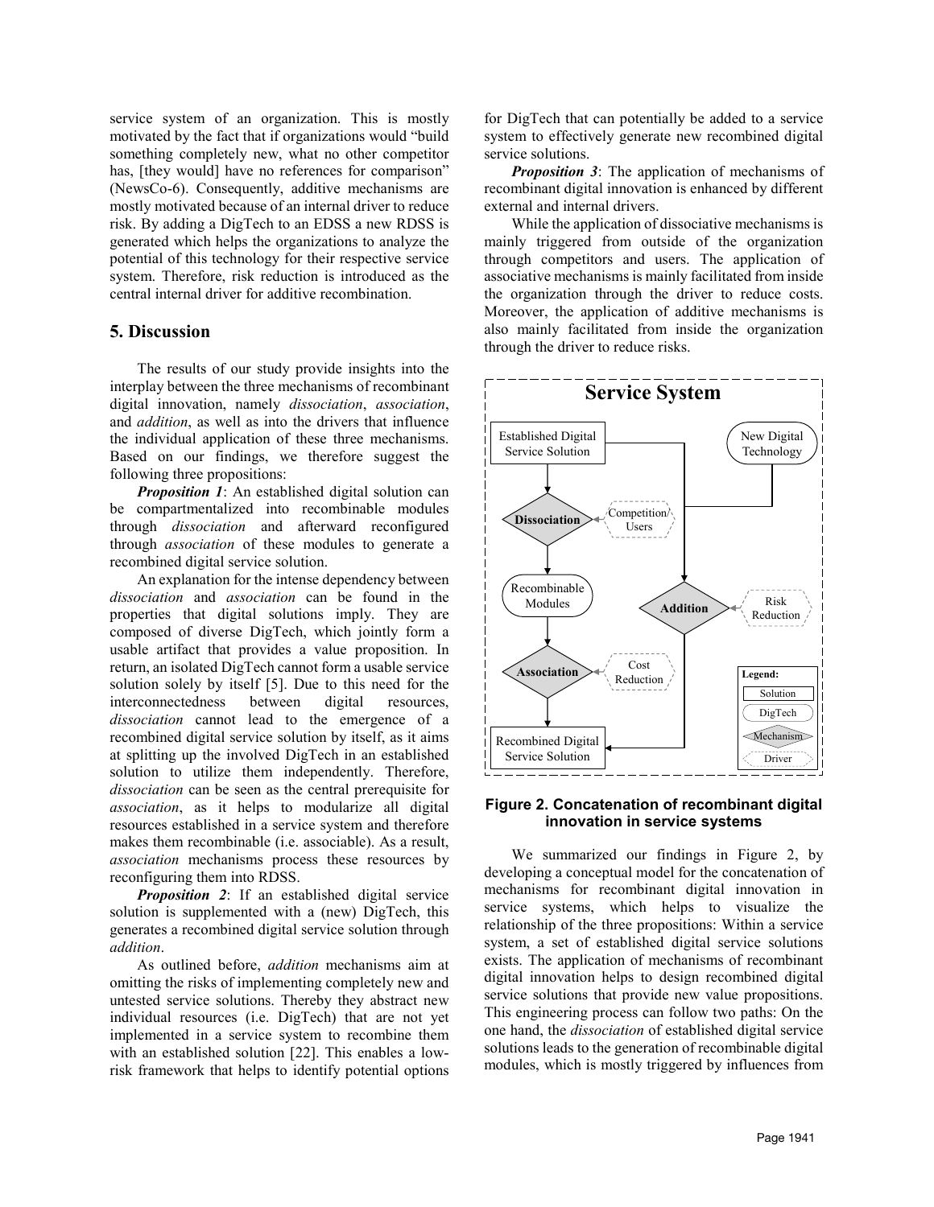service system of an organization. This is mostly motivated by the fact that if organizations would "build something completely new, what no other competitor has, [they would] have no references for comparison" (NewsCo-6). Consequently, additive mechanisms are mostly motivated because of an internal driver to reduce risk. By adding a DigTech to an EDSS a new RDSS is generated which helps the organizations to analyze the potential of this technology for their respective service system. Therefore, risk reduction is introduced as the central internal driver for additive recombination.

## 5. Discussion

The results of our study provide insights into the interplay between the three mechanisms of recombinant digital innovation, namely *dissociation*, *association*, and *addition*, as well as into the drivers that influence the individual application of these three mechanisms. Based on our findings, we therefore suggest the following three propositions:

***Proposition 1***: An established digital solution can be compartmentalized into recombinable modules through *dissociation* and afterward reconfigured through *association* of these modules to generate a recombined digital service solution.

An explanation for the intense dependency between *dissociation* and *association* can be found in the properties that digital solutions imply. They are composed of diverse DigTech, which jointly form a usable artifact that provides a value proposition. In return, an isolated DigTech cannot form a usable service solution solely by itself [5]. Due to this need for the interconnectedness between digital resources, *dissociation* cannot lead to the emergence of a recombined digital service solution by itself, as it aims at splitting up the involved DigTech in an established solution to utilize them independently. Therefore, *dissociation* can be seen as the central prerequisite for *association*, as it helps to modularize all digital resources established in a service system and therefore makes them recombinable (i.e. associable). As a result, *association* mechanisms process these resources by reconfiguring them into RDSS.

***Proposition 2***: If an established digital service solution is supplemented with a (new) DigTech, this generates a recombined digital service solution through *addition*.

As outlined before, *addition* mechanisms aim at omitting the risks of implementing completely new and untested service solutions. Thereby they abstract new individual resources (i.e. DigTech) that are not yet implemented in a service system to recombine them with an established solution [22]. This enables a low-risk framework that helps to identify potential options for DigTech that can potentially be added to a service system to effectively generate new recombined digital service solutions.

***Proposition 3***: The application of mechanisms of recombinant digital innovation is enhanced by different external and internal drivers.

While the application of dissociative mechanisms is mainly triggered from outside of the organization through competitors and users. The application of associative mechanisms is mainly facilitated from inside the organization through the driver to reduce costs. Moreover, the application of additive mechanisms is also mainly facilitated from inside the organization through the driver to reduce risks.

**Figure 2. Concatenation of recombinant digital innovation in service systems**

We summarized our findings in Figure 2, by developing a conceptual model for the concatenation of mechanisms for recombinant digital innovation in service systems, which helps to visualize the relationship of the three propositions: Within a service system, a set of established digital service solutions exists. The application of mechanisms of recombinant digital innovation helps to design recombined digital service solutions that provide new value propositions. This engineering process can follow two paths: On the one hand, the *dissociation* of established digital service solutions leads to the generation of recombinable digital modules, which is mostly triggered by influences from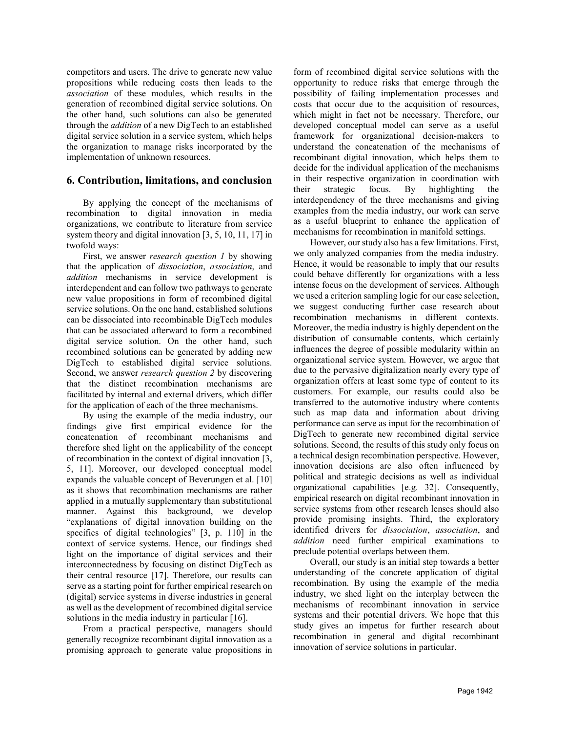competitors and users. The drive to generate new value propositions while reducing costs then leads to the *association* of these modules, which results in the generation of recombined digital service solutions. On the other hand, such solutions can also be generated through the *addition* of a new DigTech to an established digital service solution in a service system, which helps the organization to manage risks incorporated by the implementation of unknown resources.

## 6. Contribution, limitations, and conclusion

By applying the concept of the mechanisms of recombination to digital innovation in media organizations, we contribute to literature from service system theory and digital innovation [3, 5, 10, 11, 17] in twofold ways:

First, we answer *research question 1* by showing that the application of *dissociation*, *association*, and *addition* mechanisms in service development is interdependent and can follow two pathways to generate new value propositions in form of recombined digital service solutions. On the one hand, established solutions can be dissociated into recombinable DigTech modules that can be associated afterward to form a recombined digital service solution. On the other hand, such recombined solutions can be generated by adding new DigTech to established digital service solutions. Second, we answer *research question 2* by discovering that the distinct recombination mechanisms are facilitated by internal and external drivers, which differ for the application of each of the three mechanisms.

By using the example of the media industry, our findings give first empirical evidence for the concatenation of recombinant mechanisms and therefore shed light on the applicability of the concept of recombination in the context of digital innovation [3, 5, 11]. Moreover, our developed conceptual model expands the valuable concept of Beverungen et al. [10] as it shows that recombination mechanisms are rather applied in a mutually supplementary than substitutional manner. Against this background, we develop "explanations of digital innovation building on the specifics of digital technologies" [3, p. 110] in the context of service systems. Hence, our findings shed light on the importance of digital services and their interconnectedness by focusing on distinct DigTech as their central resource [17]. Therefore, our results can serve as a starting point for further empirical research on (digital) service systems in diverse industries in general as well as the development of recombined digital service solutions in the media industry in particular [16].

From a practical perspective, managers should generally recognize recombinant digital innovation as a promising approach to generate value propositions in form of recombined digital service solutions with the opportunity to reduce risks that emerge through the possibility of failing implementation processes and costs that occur due to the acquisition of resources, which might in fact not be necessary. Therefore, our developed conceptual model can serve as a useful framework for organizational decision-makers to understand the concatenation of the mechanisms of recombinant digital innovation, which helps them to decide for the individual application of the mechanisms in their respective organization in coordination with their strategic focus. By highlighting the interdependency of the three mechanisms and giving examples from the media industry, our work can serve as a useful blueprint to enhance the application of mechanisms for recombination in manifold settings.

However, our study also has a few limitations. First, we only analyzed companies from the media industry. Hence, it would be reasonable to imply that our results could behave differently for organizations with a less intense focus on the development of services. Although we used a criterion sampling logic for our case selection, we suggest conducting further case research about recombination mechanisms in different contexts. Moreover, the media industry is highly dependent on the distribution of consumable contents, which certainly influences the degree of possible modularity within an organizational service system. However, we argue that due to the pervasive digitalization nearly every type of organization offers at least some type of content to its customers. For example, our results could also be transferred to the automotive industry where contents such as map data and information about driving performance can serve as input for the recombination of DigTech to generate new recombined digital service solutions. Second, the results of this study only focus on a technical design recombination perspective. However, innovation decisions are also often influenced by political and strategic decisions as well as individual organizational capabilities [e.g. 32]. Consequently, empirical research on digital recombinant innovation in service systems from other research lenses should also provide promising insights. Third, the exploratory identified drivers for *dissociation*, *association*, and *addition* need further empirical examinations to preclude potential overlaps between them.

Overall, our study is an initial step towards a better understanding of the concrete application of digital recombination. By using the example of the media industry, we shed light on the interplay between the mechanisms of recombinant innovation in service systems and their potential drivers. We hope that this study gives an impetus for further research about recombination in general and digital recombinant innovation of service solutions in particular.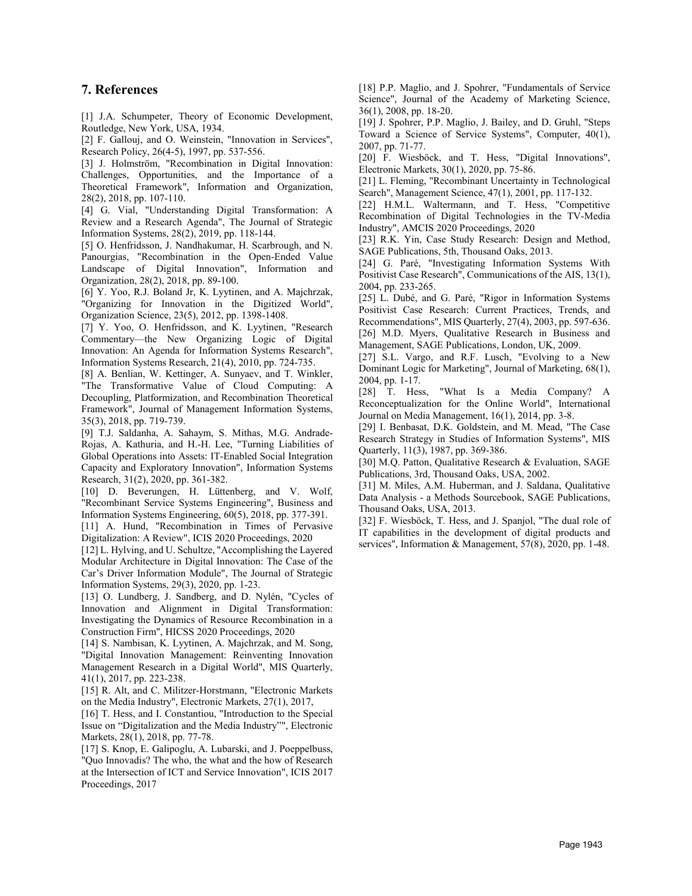## 7. References

[1] J.A. Schumpeter, Theory of Economic Development, Routledge, New York, USA, 1934.

[2] F. Gallouj, and O. Weinstein, "Innovation in Services", Research Policy, 26(4-5), 1997, pp. 537-556.

[3] J. Holmström, "Recombination in Digital Innovation: Challenges, Opportunities, and the Importance of a Theoretical Framework", Information and Organization, 28(2), 2018, pp. 107-110.

[4] G. Vial, "Understanding Digital Transformation: A Review and a Research Agenda", The Journal of Strategic Information Systems, 28(2), 2019, pp. 118-144.

[5] O. Henfridsson, J. Nandhakumar, H. Scarbrough, and N. Panourgias, "Recombination in the Open-Ended Value Landscape of Digital Innovation", Information and Organization, 28(2), 2018, pp. 89-100.

[6] Y. Yoo, R.J. Boland Jr, K. Lyytinen, and A. Majchrzak, "Organizing for Innovation in the Digitized World", Organization Science, 23(5), 2012, pp. 1398-1408.

[7] Y. Yoo, O. Henfridsson, and K. Lyytinen, "Research Commentary—the New Organizing Logic of Digital Innovation: An Agenda for Information Systems Research", Information Systems Research, 21(4), 2010, pp. 724-735.

[8] A. Benlian, W. Kettinger, A. Sunyaev, and T. Winkler, "The Transformative Value of Cloud Computing: A Decoupling, Platformization, and Recombination Theoretical Framework", Journal of Management Information Systems, 35(3), 2018, pp. 719-739.

[9] T.J. Saldanha, A. Sahaym, S. Mithas, M.G. Andrade-Rojas, A. Kathuria, and H.-H. Lee, "Turning Liabilities of Global Operations into Assets: IT-Enabled Social Integration Capacity and Exploratory Innovation", Information Systems Research, 31(2), 2020, pp. 361-382.

[10] D. Beverungen, H. Lüttenberg, and V. Wolf, "Recombinant Service Systems Engineering", Business and Information Systems Engineering, 60(5), 2018, pp. 377-391.

[11] A. Hund, "Recombination in Times of Pervasive Digitalization: A Review", ICIS 2020 Proceedings, 2020

[12] L. Hylving, and U. Schultze, "Accomplishing the Layered Modular Architecture in Digital Innovation: The Case of the Car's Driver Information Module", The Journal of Strategic Information Systems, 29(3), 2020, pp. 1-23.

[13] O. Lundberg, J. Sandberg, and D. Nylén, "Cycles of Innovation and Alignment in Digital Transformation: Investigating the Dynamics of Resource Recombination in a Construction Firm", HICSS 2020 Proceedings, 2020

[14] S. Nambisan, K. Lyytinen, A. Majchrzak, and M. Song, "Digital Innovation Management: Reinventing Innovation Management Research in a Digital World", MIS Quarterly, 41(1), 2017, pp. 223-238.

[15] R. Alt, and C. Militzer-Horstmann, "Electronic Markets on the Media Industry", Electronic Markets, 27(1), 2017,

[16] T. Hess, and I. Constantiou, "Introduction to the Special Issue on "Digitalization and the Media Industry"", Electronic Markets, 28(1), 2018, pp. 77-78.

[17] S. Knop, E. Galipoglu, A. Lubarski, and J. Poeppelbuss, "Quo Innovadis? The who, the what and the how of Research at the Intersection of ICT and Service Innovation", ICIS 2017 Proceedings, 2017

[18] P.P. Maglio, and J. Spohrer, "Fundamentals of Service Science", Journal of the Academy of Marketing Science, 36(1), 2008, pp. 18-20.

[19] J. Spohrer, P.P. Maglio, J. Bailey, and D. Gruhl, "Steps Toward a Science of Service Systems", Computer, 40(1), 2007, pp. 71-77.

[20] F. Wiesböck, and T. Hess, "Digital Innovations", Electronic Markets, 30(1), 2020, pp. 75-86.

[21] L. Fleming, "Recombinant Uncertainty in Technological Search", Management Science, 47(1), 2001, pp. 117-132.

[22] H.M.L. Waltermann, and T. Hess, "Competitive Recombination of Digital Technologies in the TV-Media Industry", AMCIS 2020 Proceedings, 2020

[23] R.K. Yin, Case Study Research: Design and Method, SAGE Publications, 5th, Thousand Oaks, 2013.

[24] G. Paré, "Investigating Information Systems With Positivist Case Research", Communications of the AIS, 13(1), 2004, pp. 233-265.

[25] L. Dubé, and G. Paré, "Rigor in Information Systems Positivist Case Research: Current Practices, Trends, and Recommendations", MIS Quarterly, 27(4), 2003, pp. 597-636.

[26] M.D. Myers, Qualitative Research in Business and Management, SAGE Publications, London, UK, 2009.

[27] S.L. Vargo, and R.F. Lusch, "Evolving to a New Dominant Logic for Marketing", Journal of Marketing, 68(1), 2004, pp. 1-17.

[28] T. Hess, "What Is a Media Company? A Reconceptualization for the Online World", International Journal on Media Management, 16(1), 2014, pp. 3-8.

[29] I. Benbasat, D.K. Goldstein, and M. Mead, "The Case Research Strategy in Studies of Information Systems", MIS Quarterly, 11(3), 1987, pp. 369-386.

[30] M.Q. Patton, Qualitative Research & Evaluation, SAGE Publications, 3rd, Thousand Oaks, USA, 2002.

[31] M. Miles, A.M. Huberman, and J. Saldana, Qualitative Data Analysis - a Methods Sourcebook, SAGE Publications, Thousand Oaks, USA, 2013.

[32] F. Wiesböck, T. Hess, and J. Spanjol, "The dual role of IT capabilities in the development of digital products and services", Information & Management, 57(8), 2020, pp. 1-48.